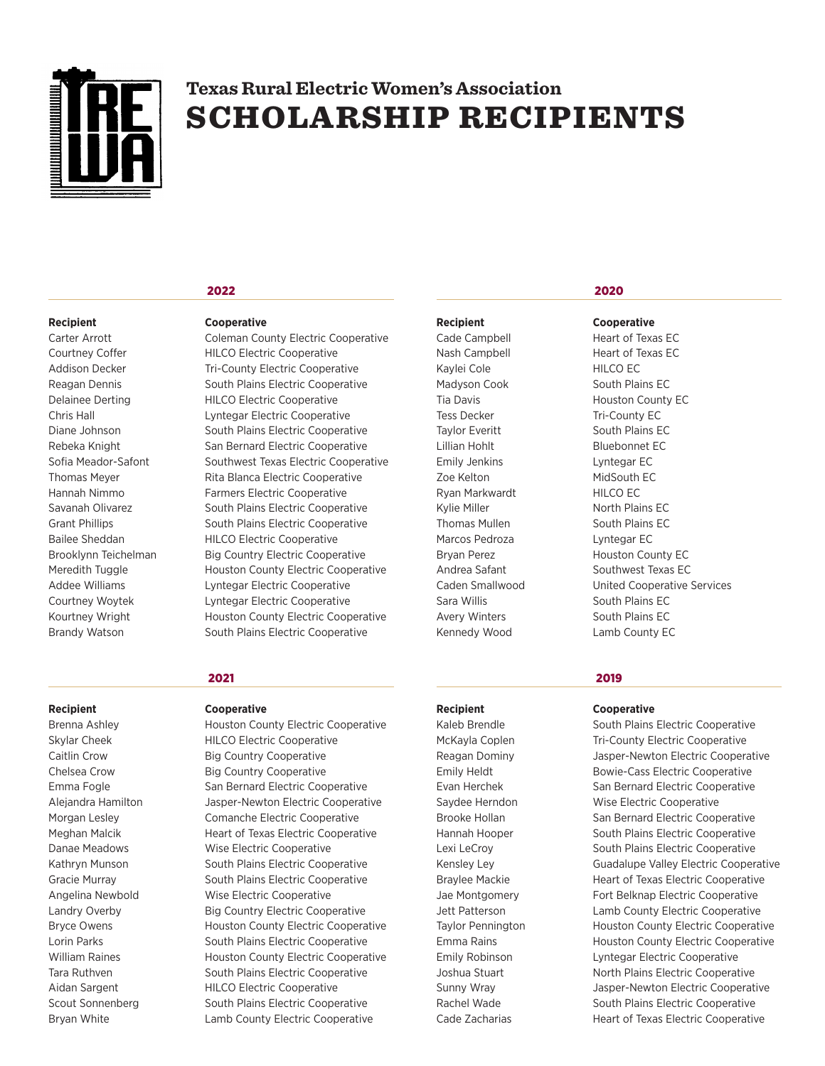# Texas Rural Electric Women's Association
# SCHOLARSHIP RECIPIENTS

## 2022

| Recipient | Cooperative |
|---|---|
| Carter Arrott | Coleman County Electric Cooperative |
| Courtney Coffer | HILCO Electric Cooperative |
| Addison Decker | Tri-County Electric Cooperative |
| Reagan Dennis | South Plains Electric Cooperative |
| Delainee Derting | HILCO Electric Cooperative |
| Chris Hall | Lyntegar Electric Cooperative |
| Diane Johnson | South Plains Electric Cooperative |
| Rebeka Knight | San Bernard Electric Cooperative |
| Sofia Meador-Safont | Southwest Texas Electric Cooperative |
| Thomas Meyer | Rita Blanca Electric Cooperative |
| Hannah Nimmo | Farmers Electric Cooperative |
| Savanah Olivarez | South Plains Electric Cooperative |
| Grant Phillips | South Plains Electric Cooperative |
| Bailee Sheddan | HILCO Electric Cooperative |
| Brooklynn Teichelman | Big Country Electric Cooperative |
| Meredith Tuggle | Houston County Electric Cooperative |
| Addee Williams | Lyntegar Electric Cooperative |
| Courtney Woytek | Lyntegar Electric Cooperative |
| Kourtney Wright | Houston County Electric Cooperative |
| Brandy Watson | South Plains Electric Cooperative |

## 2021

| Recipient | Cooperative |
|---|---|
| Brenna Ashley | Houston County Electric Cooperative |
| Skylar Cheek | HILCO Electric Cooperative |
| Caitlin Crow | Big Country Cooperative |
| Chelsea Crow | Big Country Cooperative |
| Emma Fogle | San Bernard Electric Cooperative |
| Alejandra Hamilton | Jasper-Newton Electric Cooperative |
| Morgan Lesley | Comanche Electric Cooperative |
| Meghan Malcik | Heart of Texas Electric Cooperative |
| Danae Meadows | Wise Electric Cooperative |
| Kathryn Munson | South Plains Electric Cooperative |
| Gracie Murray | South Plains Electric Cooperative |
| Angelina Newbold | Wise Electric Cooperative |
| Landry Overby | Big Country Electric Cooperative |
| Bryce Owens | Houston County Electric Cooperative |
| Lorin Parks | South Plains Electric Cooperative |
| William Raines | Houston County Electric Cooperative |
| Tara Ruthven | South Plains Electric Cooperative |
| Aidan Sargent | HILCO Electric Cooperative |
| Scout Sonnenberg | South Plains Electric Cooperative |
| Bryan White | Lamb County Electric Cooperative |

## 2020

| Recipient | Cooperative |
|---|---|
| Cade Campbell | Heart of Texas EC |
| Nash Campbell | Heart of Texas EC |
| Kaylei Cole | HILCO EC |
| Madyson Cook | South Plains EC |
| Tia Davis | Houston County EC |
| Tess Decker | Tri-County EC |
| Taylor Everitt | South Plains EC |
| Lillian Hohlt | Bluebonnet EC |
| Emily Jenkins | Lyntegar EC |
| Zoe Kelton | MidSouth EC |
| Ryan Markwardt | HILCO EC |
| Kylie Miller | North Plains EC |
| Thomas Mullen | South Plains EC |
| Marcos Pedroza | Lyntegar EC |
| Bryan Perez | Houston County EC |
| Andrea Safant | Southwest Texas EC |
| Caden Smallwood | United Cooperative Services |
| Sara Willis | South Plains EC |
| Avery Winters | South Plains EC |
| Kennedy Wood | Lamb County EC |

## 2019

| Recipient | Cooperative |
|---|---|
| Kaleb Brendle | South Plains Electric Cooperative |
| McKayla Coplen | Tri-County Electric Cooperative |
| Reagan Dominy | Jasper-Newton Electric Cooperative |
| Emily Heldt | Bowie-Cass Electric Cooperative |
| Evan Herchek | San Bernard Electric Cooperative |
| Saydee Herndon | Wise Electric Cooperative |
| Brooke Hollan | San Bernard Electric Cooperative |
| Hannah Hooper | South Plains Electric Cooperative |
| Lexi LeCroy | South Plains Electric Cooperative |
| Kensley Ley | Guadalupe Valley Electric Cooperative |
| Braylee Mackie | Heart of Texas Electric Cooperative |
| Jae Montgomery | Fort Belknap Electric Cooperative |
| Jett Patterson | Lamb County Electric Cooperative |
| Taylor Pennington | Houston County Electric Cooperative |
| Emma Rains | Houston County Electric Cooperative |
| Emily Robinson | Lyntegar Electric Cooperative |
| Joshua Stuart | North Plains Electric Cooperative |
| Sunny Wray | Jasper-Newton Electric Cooperative |
| Rachel Wade | South Plains Electric Cooperative |
| Cade Zacharias | Heart of Texas Electric Cooperative |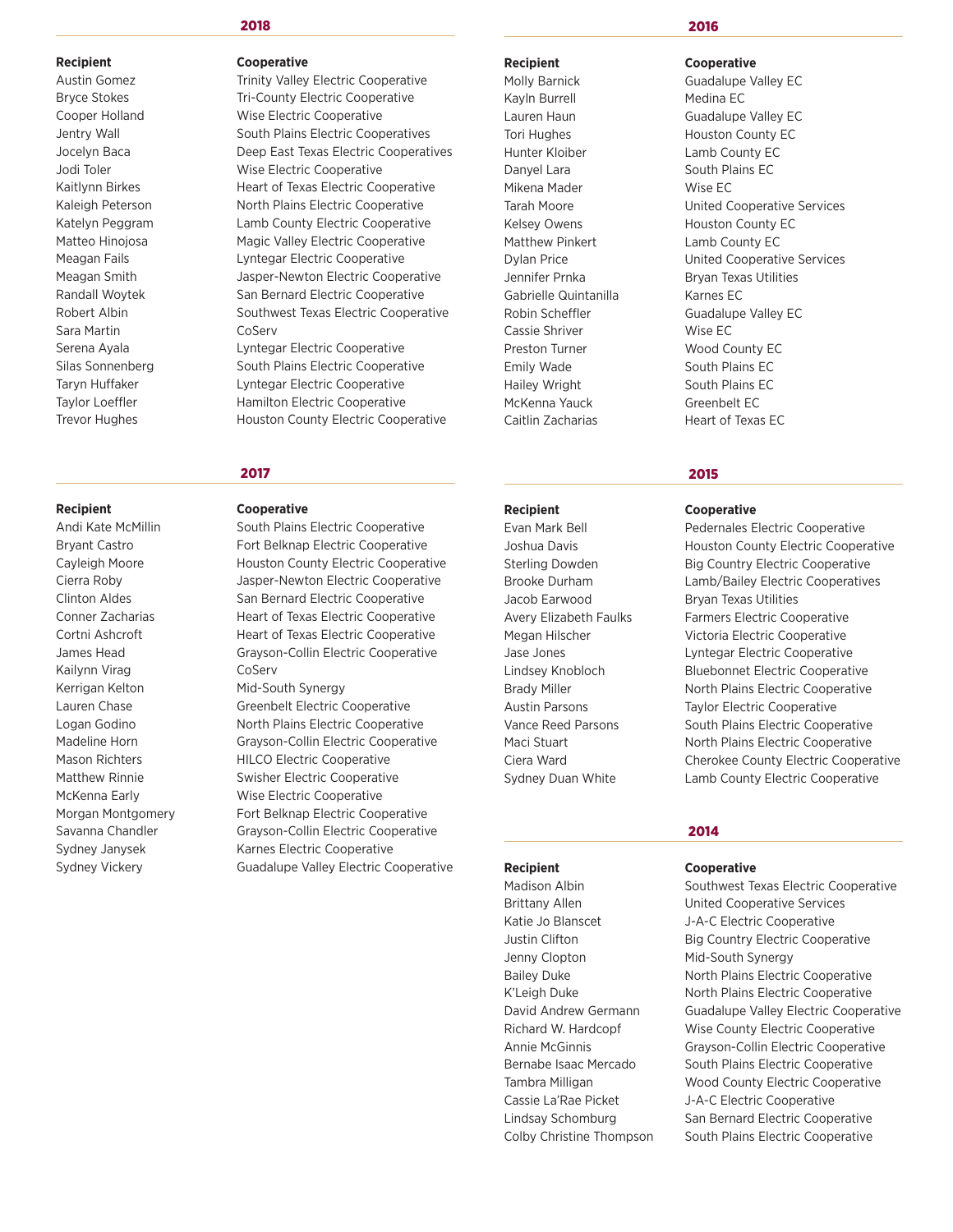## 2018

| Recipient | Cooperative |
|---|---|
| Austin Gomez | Trinity Valley Electric Cooperative |
| Bryce Stokes | Tri-County Electric Cooperative |
| Cooper Holland | Wise Electric Cooperative |
| Jentry Wall | South Plains Electric Cooperatives |
| Jocelyn Baca | Deep East Texas Electric Cooperatives |
| Jodi Toler | Wise Electric Cooperative |
| Kaitlynn Birkes | Heart of Texas Electric Cooperative |
| Kaleigh Peterson | North Plains Electric Cooperative |
| Katelyn Peggram | Lamb County Electric Cooperative |
| Matteo Hinojosa | Magic Valley Electric Cooperative |
| Meagan Fails | Lyntegar Electric Cooperative |
| Meagan Smith | Jasper-Newton Electric Cooperative |
| Randall Woytek | San Bernard Electric Cooperative |
| Robert Albin | Southwest Texas Electric Cooperative |
| Sara Martin | CoServ |
| Serena Ayala | Lyntegar Electric Cooperative |
| Silas Sonnenberg | South Plains Electric Cooperative |
| Taryn Huffaker | Lyntegar Electric Cooperative |
| Taylor Loeffler | Hamilton Electric Cooperative |
| Trevor Hughes | Houston County Electric Cooperative |

## 2017

| Recipient | Cooperative |
|---|---|
| Andi Kate McMillin | South Plains Electric Cooperative |
| Bryant Castro | Fort Belknap Electric Cooperative |
| Cayleigh Moore | Houston County Electric Cooperative |
| Cierra Roby | Jasper-Newton Electric Cooperative |
| Clinton Aldes | San Bernard Electric Cooperative |
| Conner Zacharias | Heart of Texas Electric Cooperative |
| Cortni Ashcroft | Heart of Texas Electric Cooperative |
| James Head | Grayson-Collin Electric Cooperative |
| Kailynn Virag | CoServ |
| Kerrigan Kelton | Mid-South Synergy |
| Lauren Chase | Greenbelt Electric Cooperative |
| Logan Godino | North Plains Electric Cooperative |
| Madeline Horn | Grayson-Collin Electric Cooperative |
| Mason Richters | HILCO Electric Cooperative |
| Matthew Rinnie | Swisher Electric Cooperative |
| McKenna Early | Wise Electric Cooperative |
| Morgan Montgomery | Fort Belknap Electric Cooperative |
| Savanna Chandler | Grayson-Collin Electric Cooperative |
| Sydney Janysek | Karnes Electric Cooperative |
| Sydney Vickery | Guadalupe Valley Electric Cooperative |

## 2016

| Recipient | Cooperative |
|---|---|
| Molly Barnick | Guadalupe Valley EC |
| Kayln Burrell | Medina EC |
| Lauren Haun | Guadalupe Valley EC |
| Tori Hughes | Houston County EC |
| Hunter Kloiber | Lamb County EC |
| Danyel Lara | South Plains EC |
| Mikena Mader | Wise EC |
| Tarah Moore | United Cooperative Services |
| Kelsey Owens | Houston County EC |
| Matthew Pinkert | Lamb County EC |
| Dylan Price | United Cooperative Services |
| Jennifer Prnka | Bryan Texas Utilities |
| Gabrielle Quintanilla | Karnes EC |
| Robin Scheffler | Guadalupe Valley EC |
| Cassie Shriver | Wise EC |
| Preston Turner | Wood County EC |
| Emily Wade | South Plains EC |
| Hailey Wright | South Plains EC |
| McKenna Yauck | Greenbelt EC |
| Caitlin Zacharias | Heart of Texas EC |

## 2015

| Recipient | Cooperative |
|---|---|
| Evan Mark Bell | Pedernales Electric Cooperative |
| Joshua Davis | Houston County Electric Cooperative |
| Sterling Dowden | Big Country Electric Cooperative |
| Brooke Durham | Lamb/Bailey Electric Cooperatives |
| Jacob Earwood | Bryan Texas Utilities |
| Avery Elizabeth Faulks | Farmers Electric Cooperative |
| Megan Hilscher | Victoria Electric Cooperative |
| Jase Jones | Lyntegar Electric Cooperative |
| Lindsey Knobloch | Bluebonnet Electric Cooperative |
| Brady Miller | North Plains Electric Cooperative |
| Austin Parsons | Taylor Electric Cooperative |
| Vance Reed Parsons | South Plains Electric Cooperative |
| Maci Stuart | North Plains Electric Cooperative |
| Ciera Ward | Cherokee County Electric Cooperative |
| Sydney Duan White | Lamb County Electric Cooperative |

## 2014

| Recipient | Cooperative |
|---|---|
| Madison Albin | Southwest Texas Electric Cooperative |
| Brittany Allen | United Cooperative Services |
| Katie Jo Blanscet | J-A-C Electric Cooperative |
| Justin Clifton | Big Country Electric Cooperative |
| Jenny Clopton | Mid-South Synergy |
| Bailey Duke | North Plains Electric Cooperative |
| K'Leigh Duke | North Plains Electric Cooperative |
| David Andrew Germann | Guadalupe Valley Electric Cooperative |
| Richard W. Hardcopf | Wise County Electric Cooperative |
| Annie McGinnis | Grayson-Collin Electric Cooperative |
| Bernabe Isaac Mercado | South Plains Electric Cooperative |
| Tambra Milligan | Wood County Electric Cooperative |
| Cassie La'Rae Picket | J-A-C Electric Cooperative |
| Lindsay Schomburg | San Bernard Electric Cooperative |
| Colby Christine Thompson | South Plains Electric Cooperative |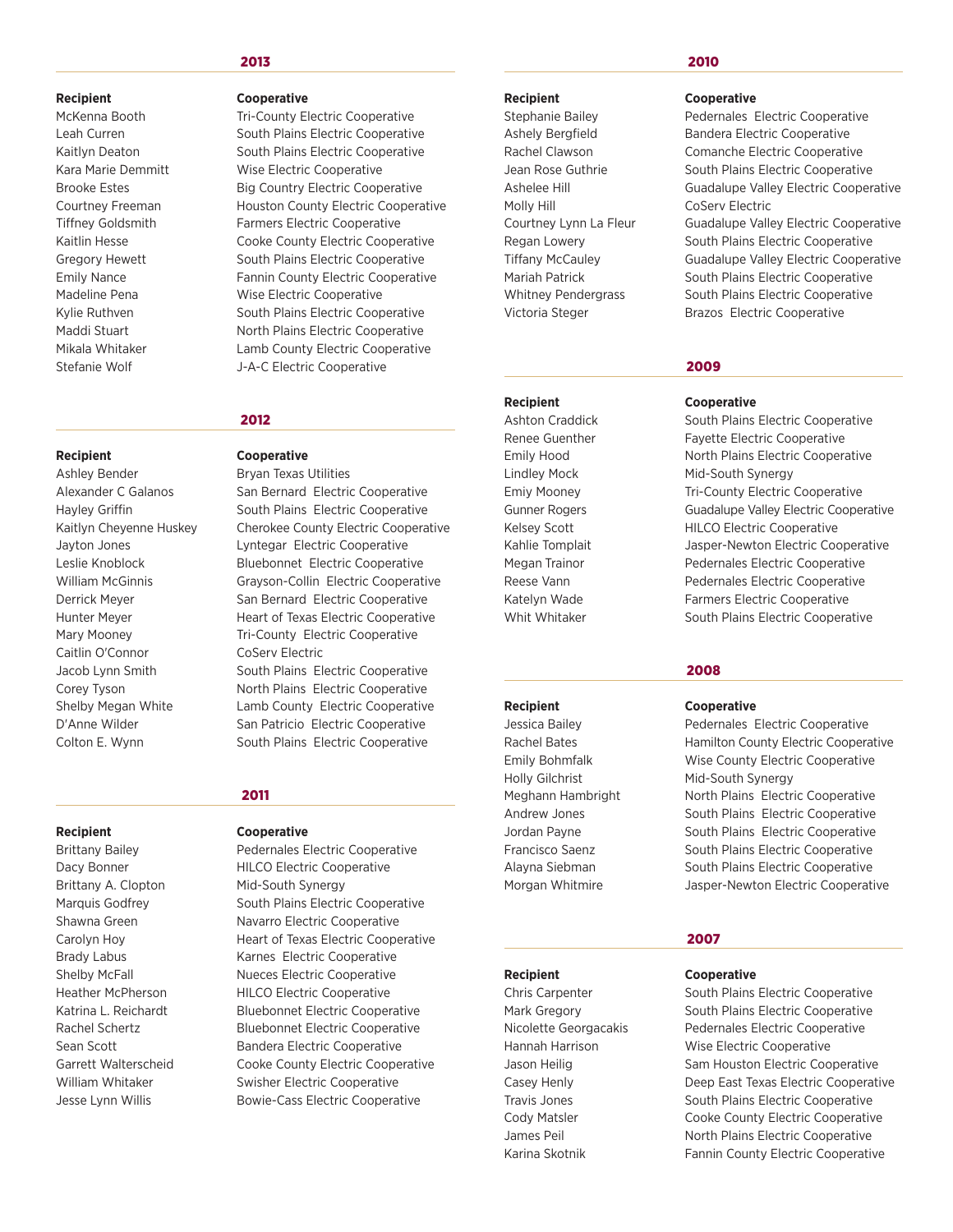## 2013

| Recipient | Cooperative |
|---|---|
| McKenna Booth | Tri-County Electric Cooperative |
| Leah Curren | South Plains Electric Cooperative |
| Kaitlyn Deaton | South Plains Electric Cooperative |
| Kara Marie Demmitt | Wise Electric Cooperative |
| Brooke Estes | Big Country Electric Cooperative |
| Courtney Freeman | Houston County Electric Cooperative |
| Tiffney Goldsmith | Farmers Electric Cooperative |
| Kaitlin Hesse | Cooke County Electric Cooperative |
| Gregory Hewett | South Plains Electric Cooperative |
| Emily Nance | Fannin County Electric Cooperative |
| Madeline Pena | Wise Electric Cooperative |
| Kylie Ruthven | South Plains Electric Cooperative |
| Maddi Stuart | North Plains Electric Cooperative |
| Mikala Whitaker | Lamb County Electric Cooperative |
| Stefanie Wolf | J-A-C Electric Cooperative |

## 2012

| Recipient | Cooperative |
|---|---|
| Ashley Bender | Bryan Texas Utilities |
| Alexander C Galanos | San Bernard Electric Cooperative |
| Hayley Griffin | South Plains Electric Cooperative |
| Kaitlyn Cheyenne Huskey | Cherokee County Electric Cooperative |
| Jayton Jones | Lyntegar Electric Cooperative |
| Leslie Knoblock | Bluebonnet Electric Cooperative |
| William McGinnis | Grayson-Collin Electric Cooperative |
| Derrick Meyer | San Bernard Electric Cooperative |
| Hunter Meyer | Heart of Texas Electric Cooperative |
| Mary Mooney | Tri-County Electric Cooperative |
| Caitlin O'Connor | CoServ Electric |
| Jacob Lynn Smith | South Plains Electric Cooperative |
| Corey Tyson | North Plains Electric Cooperative |
| Shelby Megan White | Lamb County Electric Cooperative |
| D'Anne Wilder | San Patricio Electric Cooperative |
| Colton E. Wynn | South Plains Electric Cooperative |

## 2011

| Recipient | Cooperative |
|---|---|
| Brittany Bailey | Pedernales Electric Cooperative |
| Dacy Bonner | HILCO Electric Cooperative |
| Brittany A. Clopton | Mid-South Synergy |
| Marquis Godfrey | South Plains Electric Cooperative |
| Shawna Green | Navarro Electric Cooperative |
| Carolyn Hoy | Heart of Texas Electric Cooperative |
| Brady Labus | Karnes Electric Cooperative |
| Shelby McFall | Nueces Electric Cooperative |
| Heather McPherson | HILCO Electric Cooperative |
| Katrina L. Reichardt | Bluebonnet Electric Cooperative |
| Rachel Schertz | Bluebonnet Electric Cooperative |
| Sean Scott | Bandera Electric Cooperative |
| Garrett Walterscheid | Cooke County Electric Cooperative |
| William Whitaker | Swisher Electric Cooperative |
| Jesse Lynn Willis | Bowie-Cass Electric Cooperative |

## 2010

| Recipient | Cooperative |
|---|---|
| Stephanie Bailey | Pedernales Electric Cooperative |
| Ashely Bergfield | Bandera Electric Cooperative |
| Rachel Clawson | Comanche Electric Cooperative |
| Jean Rose Guthrie | South Plains Electric Cooperative |
| Ashelee Hill | Guadalupe Valley Electric Cooperative |
| Molly Hill | CoServ Electric |
| Courtney Lynn La Fleur | Guadalupe Valley Electric Cooperative |
| Regan Lowery | South Plains Electric Cooperative |
| Tiffany McCauley | Guadalupe Valley Electric Cooperative |
| Mariah Patrick | South Plains Electric Cooperative |
| Whitney Pendergrass | South Plains Electric Cooperative |
| Victoria Steger | Brazos Electric Cooperative |

## 2009

| Recipient | Cooperative |
|---|---|
| Ashton Craddick | South Plains Electric Cooperative |
| Renee Guenther | Fayette Electric Cooperative |
| Emily Hood | North Plains Electric Cooperative |
| Lindley Mock | Mid-South Synergy |
| Emiy Mooney | Tri-County Electric Cooperative |
| Gunner Rogers | Guadalupe Valley Electric Cooperative |
| Kelsey Scott | HILCO Electric Cooperative |
| Kahlie Tomplait | Jasper-Newton Electric Cooperative |
| Megan Trainor | Pedernales Electric Cooperative |
| Reese Vann | Pedernales Electric Cooperative |
| Katelyn Wade | Farmers Electric Cooperative |
| Whit Whitaker | South Plains Electric Cooperative |

## 2008

| Recipient | Cooperative |
|---|---|
| Jessica Bailey | Pedernales Electric Cooperative |
| Rachel Bates | Hamilton County Electric Cooperative |
| Emily Bohmfalk | Wise County Electric Cooperative |
| Holly Gilchrist | Mid-South Synergy |
| Meghann Hambright | North Plains Electric Cooperative |
| Andrew Jones | South Plains Electric Cooperative |
| Jordan Payne | South Plains Electric Cooperative |
| Francisco Saenz | South Plains Electric Cooperative |
| Alayna Siebman | South Plains Electric Cooperative |
| Morgan Whitmire | Jasper-Newton Electric Cooperative |

## 2007

| Recipient | Cooperative |
|---|---|
| Chris Carpenter | South Plains Electric Cooperative |
| Mark Gregory | South Plains Electric Cooperative |
| Nicolette Georgacakis | Pedernales Electric Cooperative |
| Hannah Harrison | Wise Electric Cooperative |
| Jason Heilig | Sam Houston Electric Cooperative |
| Casey Henly | Deep East Texas Electric Cooperative |
| Travis Jones | South Plains Electric Cooperative |
| Cody Matsler | Cooke County Electric Cooperative |
| James Peil | North Plains Electric Cooperative |
| Karina Skotnik | Fannin County Electric Cooperative |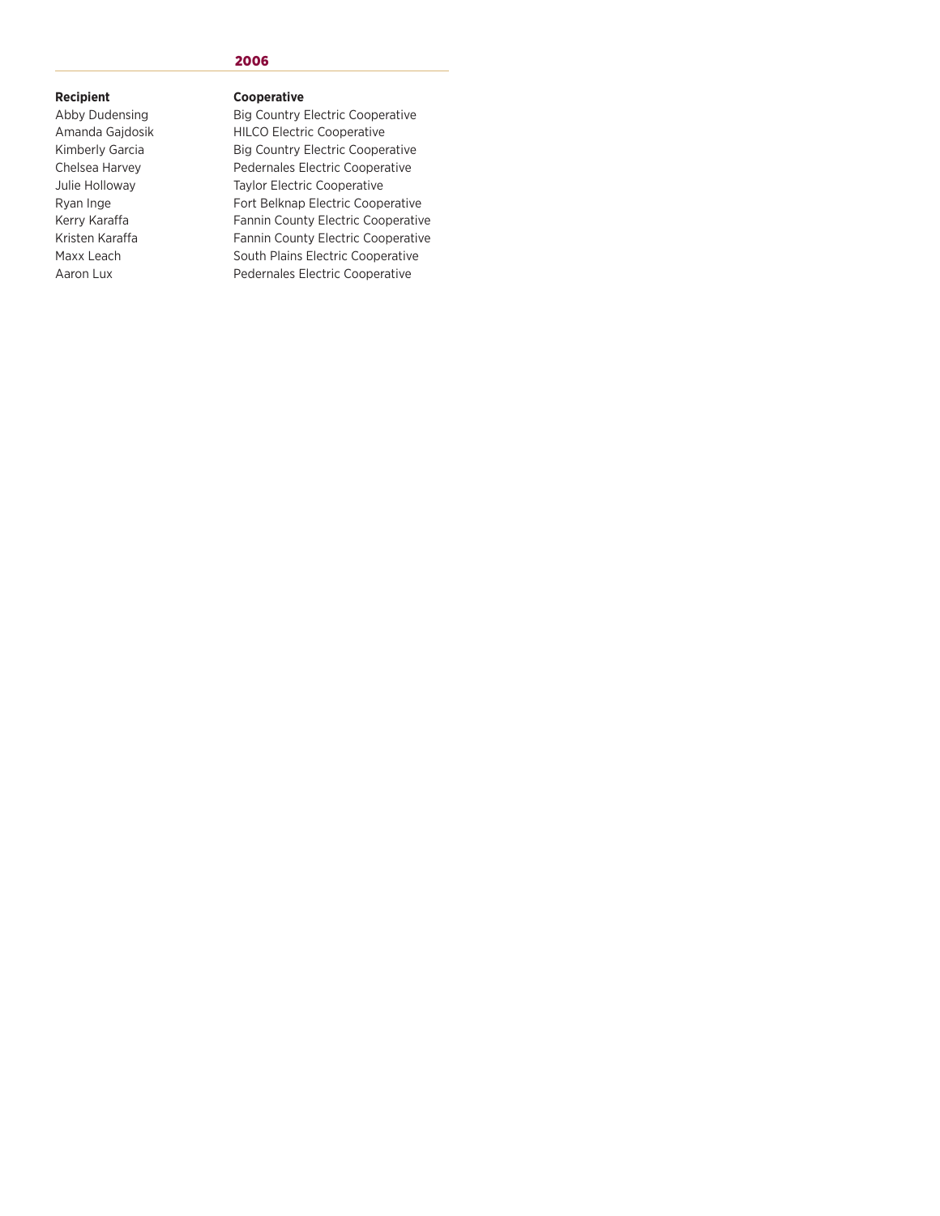## 2006

| Recipient | Cooperative |
|---|---|
| Abby Dudensing | Big Country Electric Cooperative |
| Amanda Gajdosik | HILCO Electric Cooperative |
| Kimberly Garcia | Big Country Electric Cooperative |
| Chelsea Harvey | Pedernales Electric Cooperative |
| Julie Holloway | Taylor Electric Cooperative |
| Ryan Inge | Fort Belknap Electric Cooperative |
| Kerry Karaffa | Fannin County Electric Cooperative |
| Kristen Karaffa | Fannin County Electric Cooperative |
| Maxx Leach | South Plains Electric Cooperative |
| Aaron Lux | Pedernales Electric Cooperative |